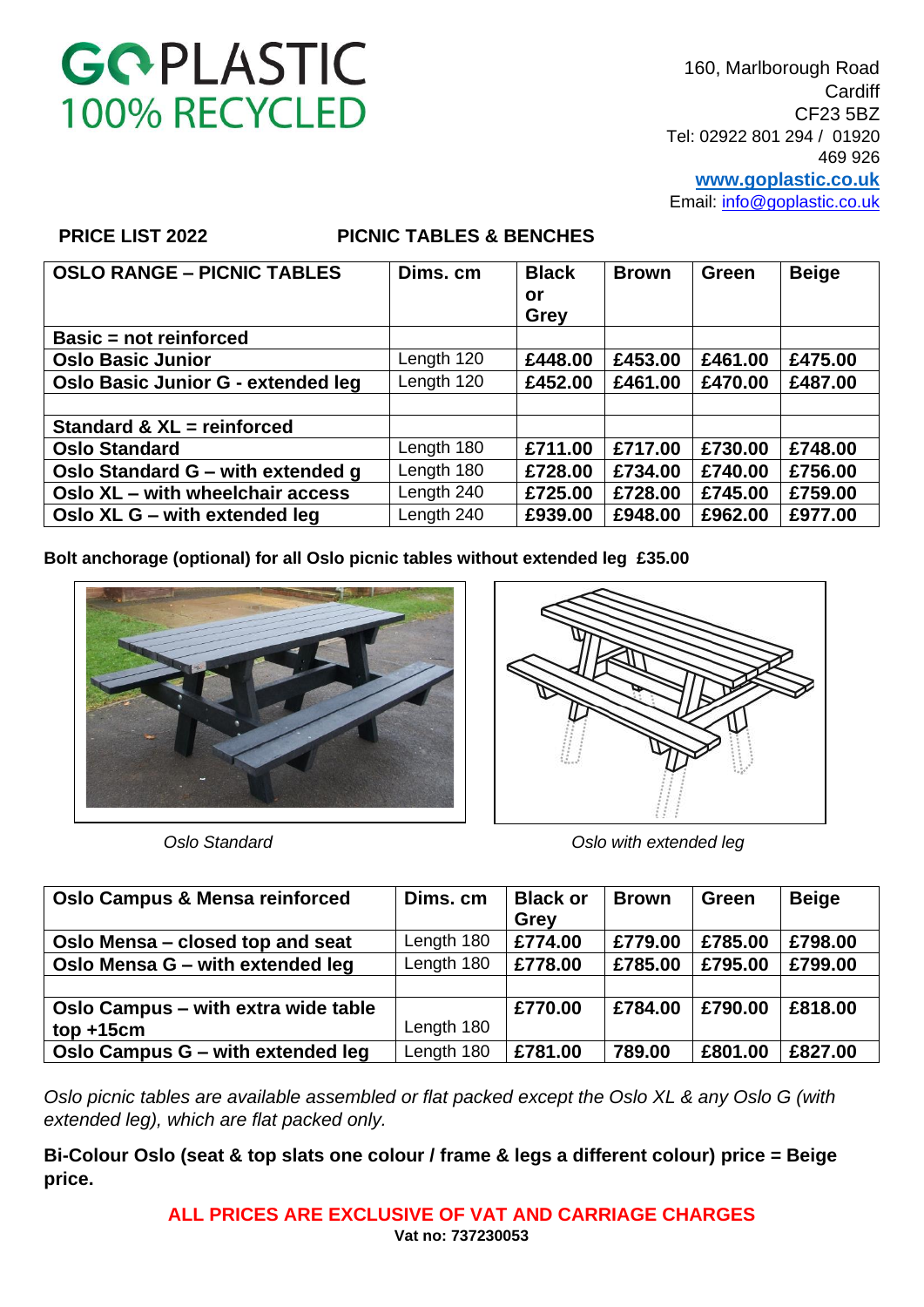GOPLASTIC
100% RECYCLED

160, Marlborough Road
Cardiff
CF23 5BZ
Tel: 02922 801 294 / 01920 469 926
www.goplastic.co.uk
Email: info@goplastic.co.uk

**PRICE LIST 2022** **PICNIC TABLES & BENCHES**

| OSLO RANGE – PICNIC TABLES | Dims. cm | Black or Grey | Brown | Green | Beige |
|---|---|---|---|---|---|
| **Basic = not reinforced** | | | | | |
| **Oslo Basic Junior** | Length 120 | **£448.00** | **£453.00** | **£461.00** | **£475.00** |
| **Oslo Basic Junior G - extended leg** | Length 120 | **£452.00** | **£461.00** | **£470.00** | **£487.00** |
| | | | | | |
| **Standard & XL = reinforced** | | | | | |
| **Oslo Standard** | Length 180 | **£711.00** | **£717.00** | **£730.00** | **£748.00** |
| **Oslo Standard G – with extended g** | Length 180 | **£728.00** | **£734.00** | **£740.00** | **£756.00** |
| **Oslo XL – with wheelchair access** | Length 240 | **£725.00** | **£728.00** | **£745.00** | **£759.00** |
| **Oslo XL G – with extended leg** | Length 240 | **£939.00** | **£948.00** | **£962.00** | **£977.00** |

**Bolt anchorage (optional) for all Oslo picnic tables without extended leg £35.00**

*Oslo Standard*

*Oslo with extended leg*

| Oslo Campus & Mensa reinforced | Dims. cm | Black or Grey | Brown | Green | Beige |
|---|---|---|---|---|---|
| **Oslo Mensa – closed top and seat** | Length 180 | **£774.00** | **£779.00** | **£785.00** | **£798.00** |
| **Oslo Mensa G – with extended leg** | Length 180 | **£778.00** | **£785.00** | **£795.00** | **£799.00** |
| | | | | | |
| **Oslo Campus – with extra wide table top +15cm** | Length 180 | **£770.00** | **£784.00** | **£790.00** | **£818.00** |
| **Oslo Campus G – with extended leg** | Length 180 | **£781.00** | **789.00** | **£801.00** | **£827.00** |

*Oslo picnic tables are available assembled or flat packed except the Oslo XL & any Oslo G (with extended leg), which are flat packed only.*

**Bi-Colour Oslo (seat & top slats one colour / frame & legs a different colour) price = Beige price.**

**ALL PRICES ARE EXCLUSIVE OF VAT AND CARRIAGE CHARGES**

**Vat no: 737230053**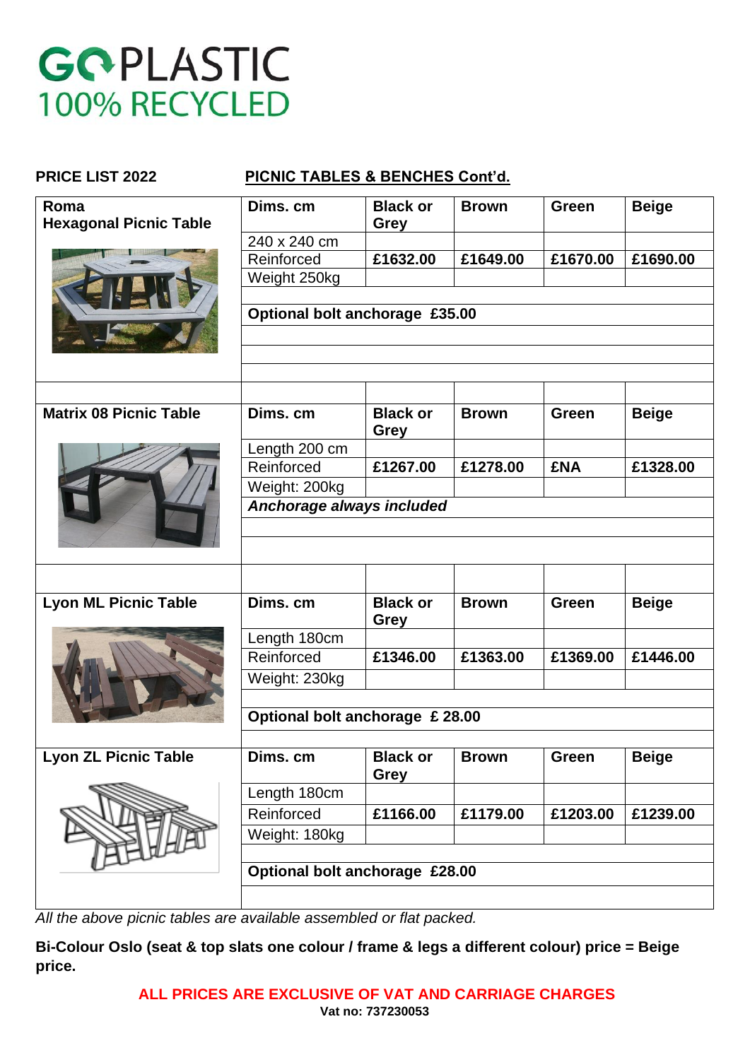# GOPLASTIC 100% RECYCLED

**PRICE LIST 2022** **PICNIC TABLES & BENCHES Cont'd.**

| **Roma Hexagonal Picnic Table** | **Dims. cm** | **Black or Grey** | **Brown** | **Green** | **Beige** |
|---|---|---|---|---|---|
| | 240 x 240 cm | | | | |
| | Reinforced | **£1632.00** | **£1649.00** | **£1670.00** | **£1690.00** |
| | Weight 250kg | | | | |
| | **Optional bolt anchorage £35.00** | | | | |

| **Matrix 08 Picnic Table** | **Dims. cm** | **Black or Grey** | **Brown** | **Green** | **Beige** |
|---|---|---|---|---|---|
| | Length 200 cm | | | | |
| | Reinforced | **£1267.00** | **£1278.00** | **£NA** | **£1328.00** |
| | Weight: 200kg | | | | |
| | ***Anchorage always included*** | | | | |

| **Lyon ML Picnic Table** | **Dims. cm** | **Black or Grey** | **Brown** | **Green** | **Beige** |
|---|---|---|---|---|---|
| | Length 180cm | | | | |
| | Reinforced | **£1346.00** | **£1363.00** | **£1369.00** | **£1446.00** |
| | Weight: 230kg | | | | |
| | **Optional bolt anchorage £ 28.00** | | | | |

| **Lyon ZL Picnic Table** | **Dims. cm** | **Black or Grey** | **Brown** | **Green** | **Beige** |
|---|---|---|---|---|---|
| | Length 180cm | | | | |
| | Reinforced | **£1166.00** | **£1179.00** | **£1203.00** | **£1239.00** |
| | Weight: 180kg | | | | |
| | **Optional bolt anchorage £28.00** | | | | |

*All the above picnic tables are available assembled or flat packed.*

**Bi-Colour Oslo (seat & top slats one colour / frame & legs a different colour) price = Beige price.**

**ALL PRICES ARE EXCLUSIVE OF VAT AND CARRIAGE CHARGES**

**Vat no: 737230053**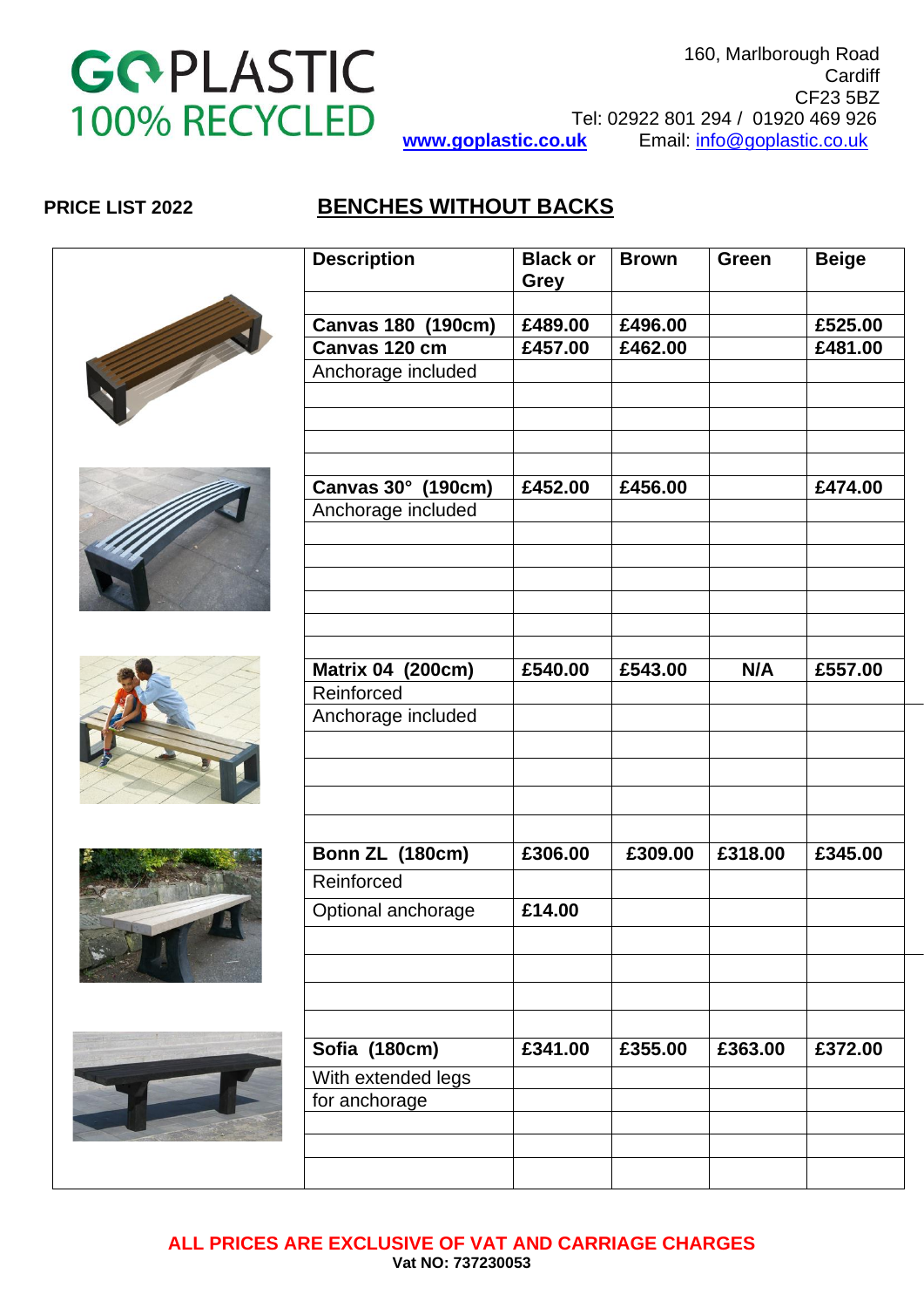GO PLASTIC
100% RECYCLED

160, Marlborough Road
Cardiff
CF23 5BZ
Tel: 02922 801 294 / 01920 469 926
www.goplastic.co.uk Email: info@goplastic.co.uk

**PRICE LIST 2022**

## BENCHES WITHOUT BACKS

| Description | Black or Grey | Brown | Green | Beige |
|---|---|---|---|---|
| **Canvas 180 (190cm)** | **£489.00** | **£496.00** | | **£525.00** |
| **Canvas 120 cm** | **£457.00** | **£462.00** | | **£481.00** |
| Anchorage included | | | | |
| **Canvas 30° (190cm)** | **£452.00** | **£456.00** | | **£474.00** |
| Anchorage included | | | | |
| **Matrix 04 (200cm)** | **£540.00** | **£543.00** | **N/A** | **£557.00** |
| Reinforced | | | | |
| Anchorage included | | | | |
| **Bonn ZL (180cm)** | **£306.00** | **£309.00** | **£318.00** | **£345.00** |
| Reinforced | | | | |
| Optional anchorage | **£14.00** | | | |
| **Sofia (180cm)** | **£341.00** | **£355.00** | **£363.00** | **£372.00** |
| With extended legs | | | | |
| for anchorage | | | | |

**ALL PRICES ARE EXCLUSIVE OF VAT AND CARRIAGE CHARGES**
**Vat NO: 737230053**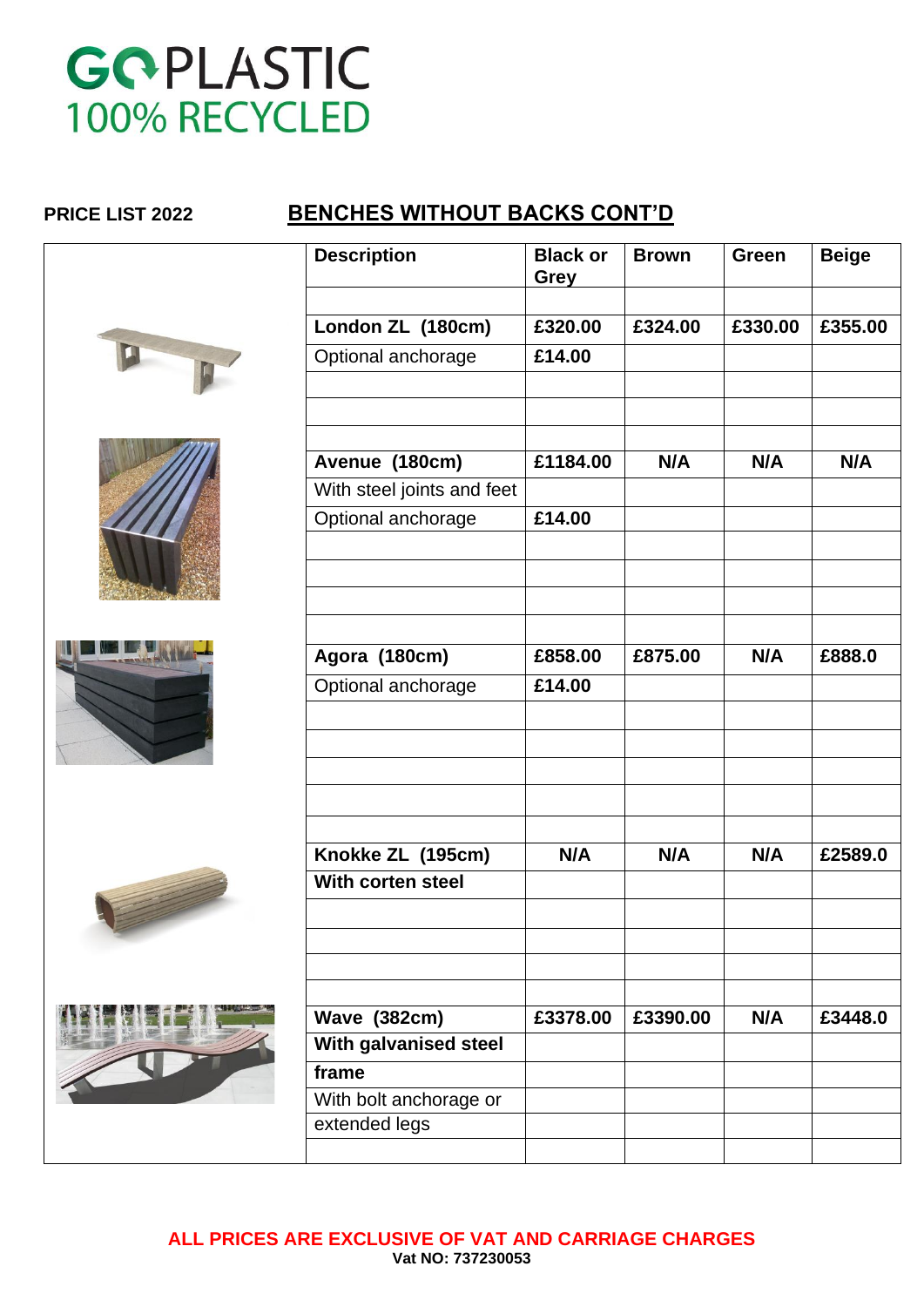# GO PLASTIC
## 100% RECYCLED

**PRICE LIST 2022**

## BENCHES WITHOUT BACKS CONT'D

| Description | Black or Grey | Brown | Green | Beige |
|---|---|---|---|---|
| **London ZL (180cm)** | **£320.00** | **£324.00** | **£330.00** | **£355.00** |
| Optional anchorage | **£14.00** | | | |
| **Avenue (180cm)** | **£1184.00** | **N/A** | **N/A** | **N/A** |
| With steel joints and feet | | | | |
| Optional anchorage | **£14.00** | | | |
| **Agora (180cm)** | **£858.00** | **£875.00** | **N/A** | **£888.0** |
| Optional anchorage | **£14.00** | | | |
| **Knokke ZL (195cm)** | **N/A** | **N/A** | **N/A** | **£2589.0** |
| **With corten steel** | | | | |
| **Wave (382cm)** | **£3378.00** | **£3390.00** | **N/A** | **£3448.0** |
| **With galvanised steel frame** | | | | |
| With bolt anchorage or extended legs | | | | |

**ALL PRICES ARE EXCLUSIVE OF VAT AND CARRIAGE CHARGES**

**Vat NO: 737230053**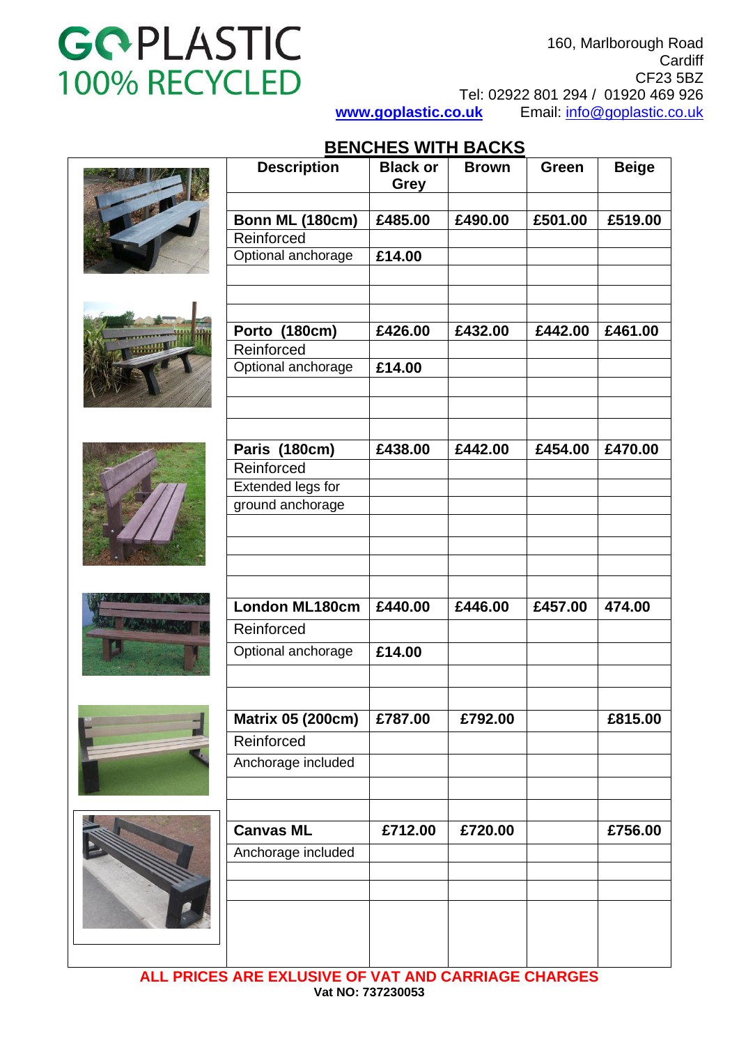# GOPLASTIC 100% RECYCLED

160, Marlborough Road
Cardiff
CF23 5BZ
Tel: 02922 801 294 / 01920 469 926
**www.goplastic.co.uk** Email: info@goplastic.co.uk

## BENCHES WITH BACKS

| Description | Black or Grey | Brown | Green | Beige |
|---|---|---|---|---|
| **Bonn ML (180cm)** | **£485.00** | **£490.00** | **£501.00** | **£519.00** |
| Reinforced | | | | |
| Optional anchorage | **£14.00** | | | |
| **Porto (180cm)** | **£426.00** | **£432.00** | **£442.00** | **£461.00** |
| Reinforced | | | | |
| Optional anchorage | **£14.00** | | | |
| **Paris (180cm)** | **£438.00** | **£442.00** | **£454.00** | **£470.00** |
| Reinforced | | | | |
| Extended legs for ground anchorage | | | | |
| **London ML180cm** | **£440.00** | **£446.00** | **£457.00** | **474.00** |
| Reinforced | | | | |
| Optional anchorage | **£14.00** | | | |
| **Matrix 05 (200cm)** | **£787.00** | **£792.00** | | **£815.00** |
| Reinforced | | | | |
| Anchorage included | | | | |
| **Canvas ML** | **£712.00** | **£720.00** | | **£756.00** |
| Anchorage included | | | | |

**ALL PRICES ARE EXLUSIVE OF VAT AND CARRIAGE CHARGES**
**Vat NO: 737230053**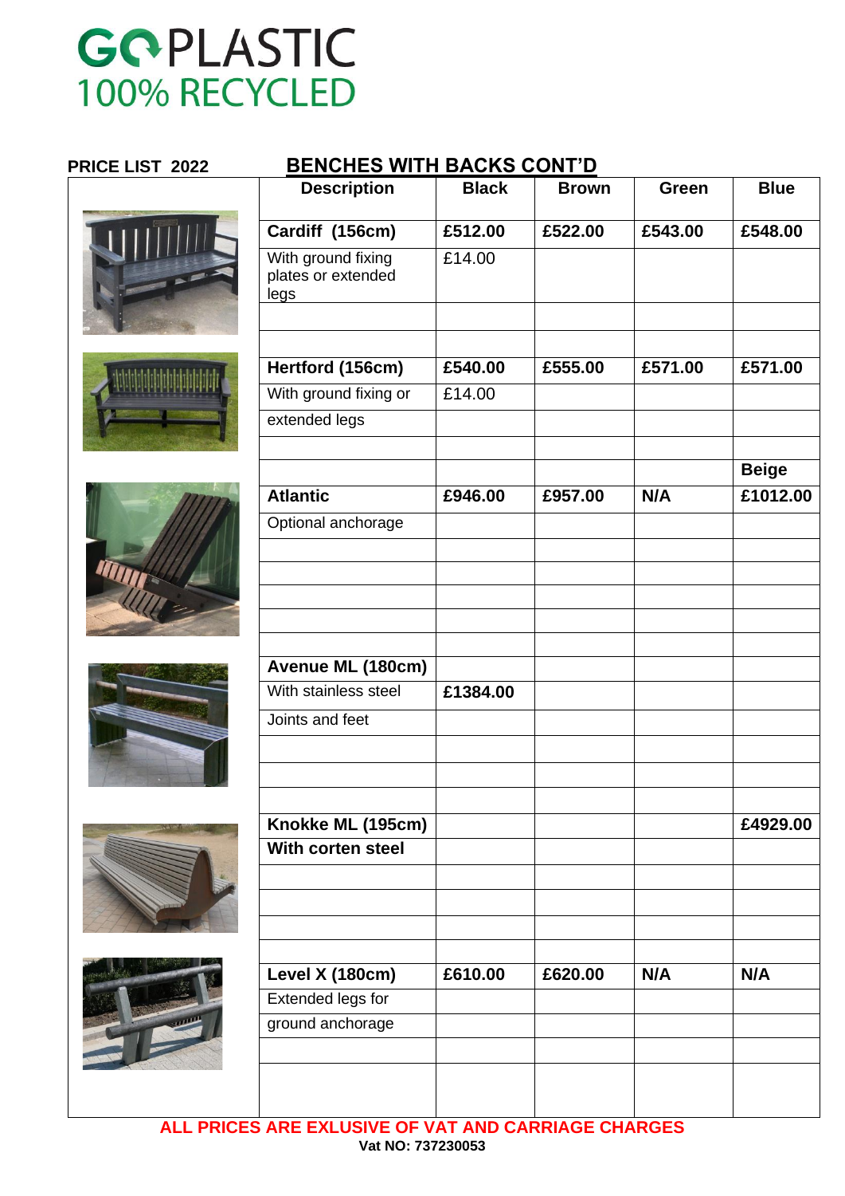# GOPLASTIC 100% RECYCLED

**PRICE LIST 2022**

## BENCHES WITH BACKS CONT'D

| Description | Black | Brown | Green | Blue |
|---|---|---|---|---|
| **Cardiff (156cm)** | **£512.00** | **£522.00** | **£543.00** | **£548.00** |
| With ground fixing plates or extended legs | £14.00 | | | |
| | | | | |
| | | | | |
| **Hertford (156cm)** | **£540.00** | **£555.00** | **£571.00** | **£571.00** |
| With ground fixing or | £14.00 | | | |
| extended legs | | | | |
| | | | | |
| | | | | **Beige** |
| **Atlantic** | **£946.00** | **£957.00** | **N/A** | **£1012.00** |
| Optional anchorage | | | | |
| | | | | |
| | | | | |
| | | | | |
| | | | | |
| | | | | |
| **Avenue ML (180cm)** | | | | |
| With stainless steel | **£1384.00** | | | |
| Joints and feet | | | | |
| | | | | |
| | | | | |
| | | | | |
| **Knokke ML (195cm)** | | | | **£4929.00** |
| **With corten steel** | | | | |
| | | | | |
| | | | | |
| | | | | |
| | | | | |
| **Level X (180cm)** | **£610.00** | **£620.00** | **N/A** | **N/A** |
| Extended legs for | | | | |
| ground anchorage | | | | |
| | | | | |
| | | | | |

**ALL PRICES ARE EXLUSIVE OF VAT AND CARRIAGE CHARGES**

**Vat NO: 737230053**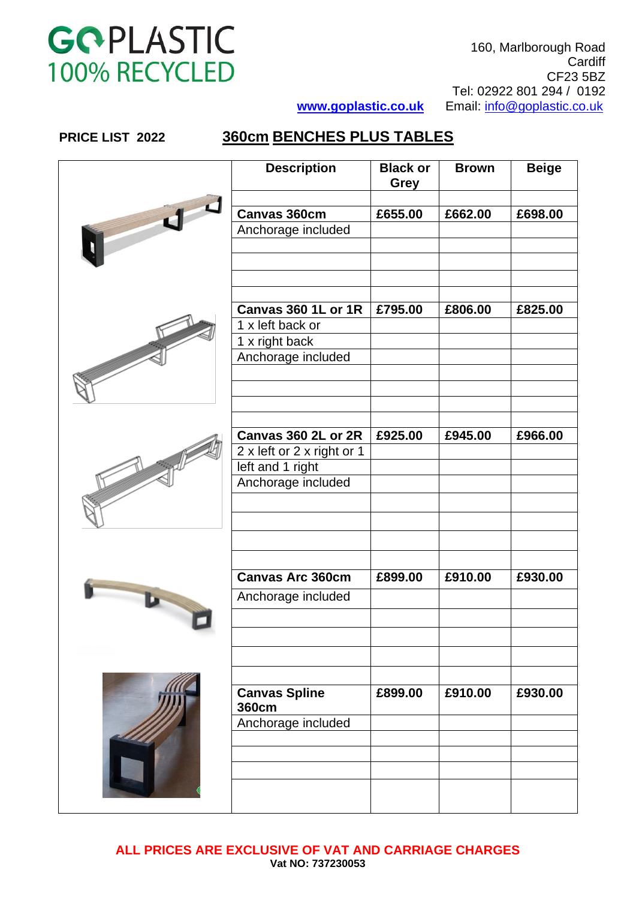GOPLASTIC
100% RECYCLED

160, Marlborough Road
Cardiff
CF23 5BZ
Tel: 02922 801 294 / 0192
www.goplastic.co.uk Email: info@goplastic.co.uk

**PRICE LIST 2022**

## 360cm BENCHES PLUS TABLES

| Description | Black or Grey | Brown | Beige |
|---|---|---|---|
| **Canvas 360cm** | **£655.00** | **£662.00** | **£698.00** |
| Anchorage included | | | |
| **Canvas 360 1L or 1R** | **£795.00** | **£806.00** | **£825.00** |
| 1 x left back or 1 x right back | | | |
| Anchorage included | | | |
| **Canvas 360 2L or 2R** | **£925.00** | **£945.00** | **£966.00** |
| 2 x left or 2 x right or 1 left and 1 right | | | |
| Anchorage included | | | |
| **Canvas Arc 360cm** | **£899.00** | **£910.00** | **£930.00** |
| Anchorage included | | | |
| **Canvas Spline 360cm** | **£899.00** | **£910.00** | **£930.00** |
| Anchorage included | | | |

**ALL PRICES ARE EXCLUSIVE OF VAT AND CARRIAGE CHARGES**

**Vat NO: 737230053**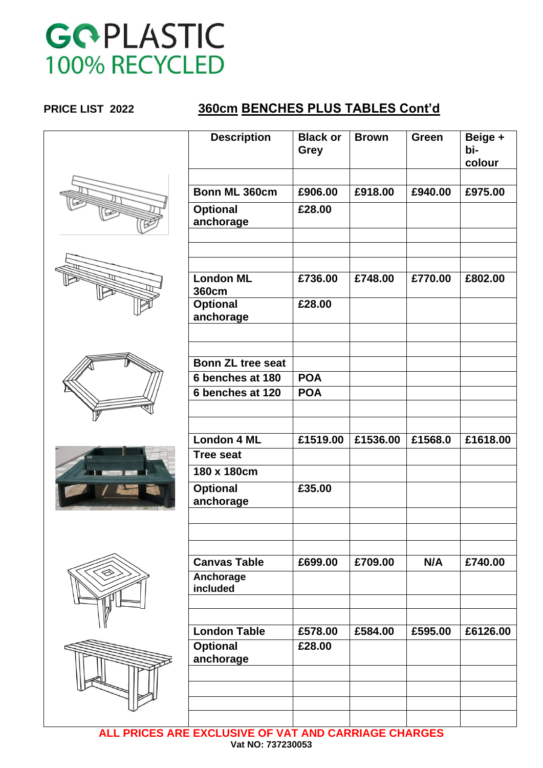# GOPLASTIC
## 100% RECYCLED

**PRICE LIST 2022**

## 360cm BENCHES PLUS TABLES Cont'd

| Description | Black or Grey | Brown | Green | Beige + bi-colour |
|---|---|---|---|---|
| | | | | |
| **Bonn ML 360cm** | **£906.00** | **£918.00** | **£940.00** | **£975.00** |
| **Optional anchorage** | **£28.00** | | | |
| | | | | |
| | | | | |
| | | | | |
| **London ML 360cm** | **£736.00** | **£748.00** | **£770.00** | **£802.00** |
| **Optional anchorage** | **£28.00** | | | |
| | | | | |
| | | | | |
| **Bonn ZL tree seat** | | | | |
| **6 benches at 180** | **POA** | | | |
| **6 benches at 120** | **POA** | | | |
| | | | | |
| | | | | |
| **London 4 ML** | **£1519.00** | **£1536.00** | **£1568.0** | **£1618.00** |
| **Tree seat** | | | | |
| **180 x 180cm** | | | | |
| **Optional anchorage** | **£35.00** | | | |
| | | | | |
| | | | | |
| | | | | |
| **Canvas Table** | **£699.00** | **£709.00** | **N/A** | **£740.00** |
| **Anchorage included** | | | | |
| | | | | |
| | | | | |
| **London Table** | **£578.00** | **£584.00** | **£595.00** | **£6126.00** |
| **Optional anchorage** | **£28.00** | | | |
| | | | | |
| | | | | |
| | | | | |
| | | | | |

**ALL PRICES ARE EXCLUSIVE OF VAT AND CARRIAGE CHARGES**

**Vat NO: 737230053**